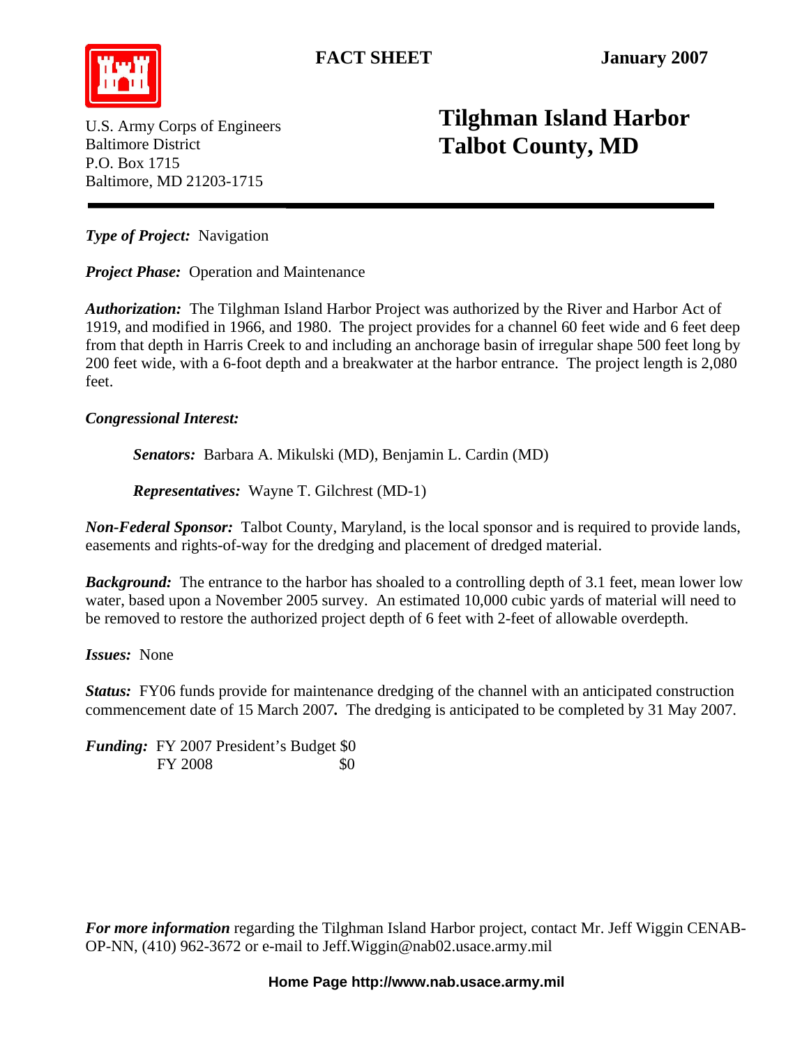**FACT SHEET** **January 2007**

U.S. Army Corps of Engineers
Baltimore District
P.O. Box 1715
Baltimore, MD 21203-1715

# Tilghman Island Harbor Talbot County, MD

***Type of Project:*** Navigation

***Project Phase:*** Operation and Maintenance

***Authorization:*** The Tilghman Island Harbor Project was authorized by the River and Harbor Act of 1919, and modified in 1966, and 1980. The project provides for a channel 60 feet wide and 6 feet deep from that depth in Harris Creek to and including an anchorage basin of irregular shape 500 feet long by 200 feet wide, with a 6-foot depth and a breakwater at the harbor entrance. The project length is 2,080 feet.

***Congressional Interest:***

> ***Senators:*** Barbara A. Mikulski (MD), Benjamin L. Cardin (MD)
>
> ***Representatives:*** Wayne T. Gilchrest (MD-1)

***Non-Federal Sponsor:*** Talbot County, Maryland, is the local sponsor and is required to provide lands, easements and rights-of-way for the dredging and placement of dredged material.

***Background:*** The entrance to the harbor has shoaled to a controlling depth of 3.1 feet, mean lower low water, based upon a November 2005 survey. An estimated 10,000 cubic yards of material will need to be removed to restore the authorized project depth of 6 feet with 2-feet of allowable overdepth.

***Issues:*** None

***Status:*** FY06 funds provide for maintenance dredging of the channel with an anticipated construction commencement date of 15 March 2007**.** The dredging is anticipated to be completed by 31 May 2007.

***Funding:*** FY 2007 President's Budget $0
FY 2008 $0

***For more information*** regarding the Tilghman Island Harbor project, contact Mr. Jeff Wiggin CENAB-OP-NN, (410) 962-3672 or e-mail to Jeff.Wiggin@nab02.usace.army.mil

**Home Page http://www.nab.usace.army.mil**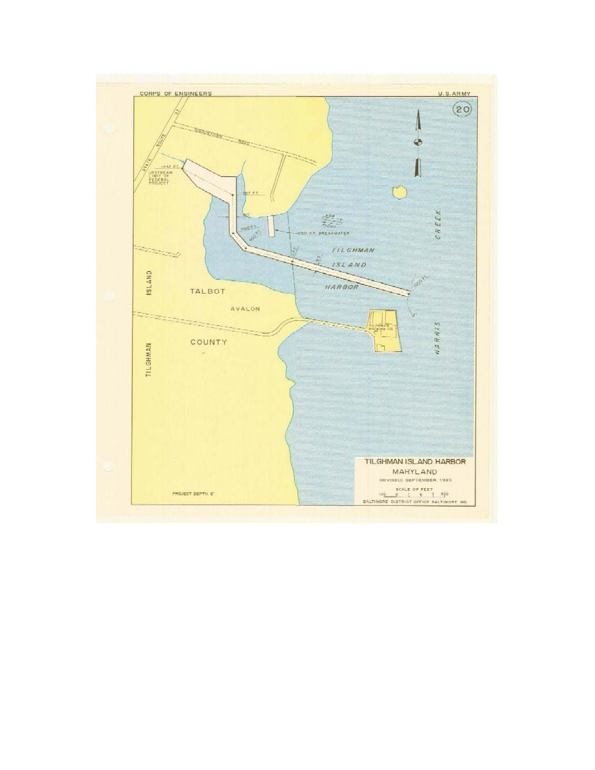CORPS OF ENGINEERS

U.S. ARMY

20

STATE ROUTE 33

GIBBONTOWN ROAD

1442 FT.

UPSTREAM LIMIT OF FEDERAL PROJECT

207 FT.

80'

200 FT. BREAKWATER

500 FT.

400 FT.

TILGHMAN

ISLAND

HARBOR

1000 FT.

TALBOT

AVALON

COUNTY

TILGHMAN ISLAND

TILGHMAN PACKING CO.

HARRIS CREEK

# TILGHMAN ISLAND HARBOR

## MARYLAND

REVISED: SEPTEMBER 1985

SCALE OF FEET

100 0 800

BALTIMORE DISTRICT OFFICE BALTIMORE, MD.

PROJECT DEPTH 6'